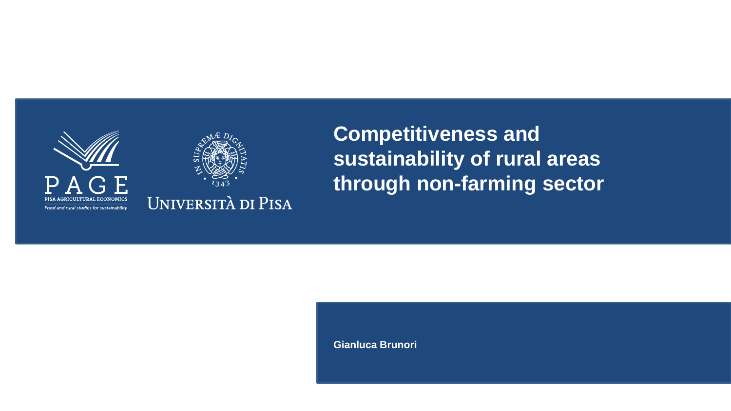PAGE

PISA AGRICULTURAL ECONOMICS

*Food and rural studies for sustainability*

UNIVERSITÀ DI PISA

# Competitiveness and sustainability of rural areas through non-farming sector

**Gianluca Brunori**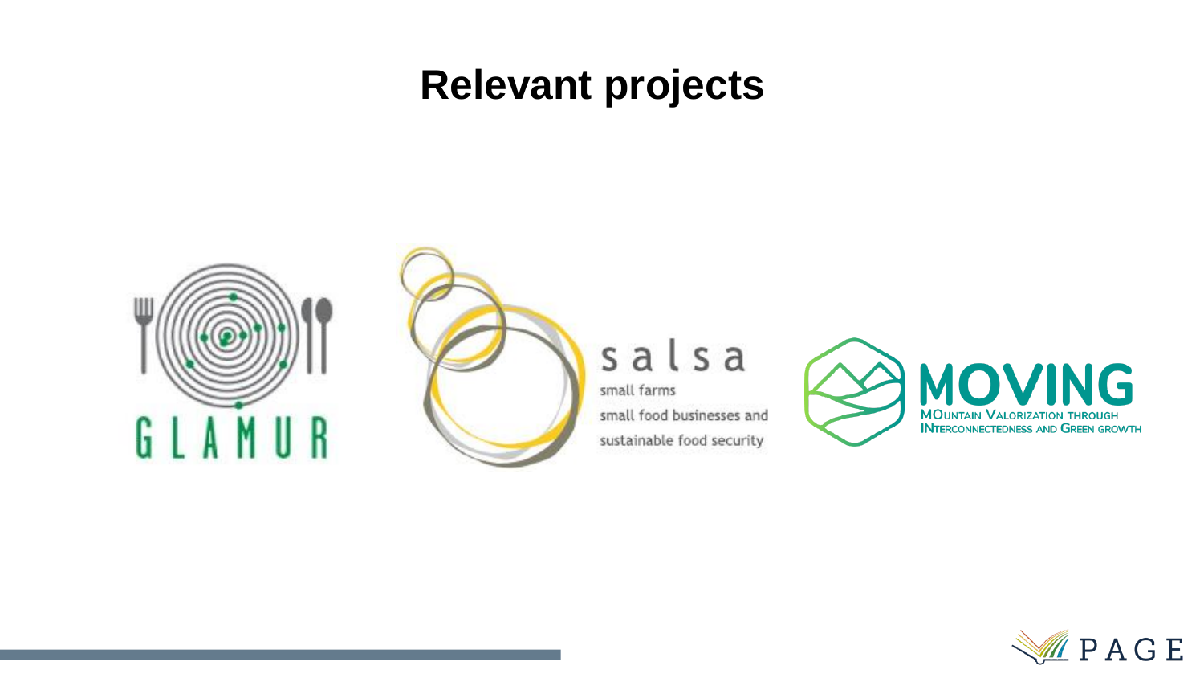# Relevant projects

GLAMUR

salsa
small farms
small food businesses and
sustainable food security

MOVING
MOUNTAIN VALORIZATION THROUGH
INTERCONNECTEDNESS AND GREEN GROWTH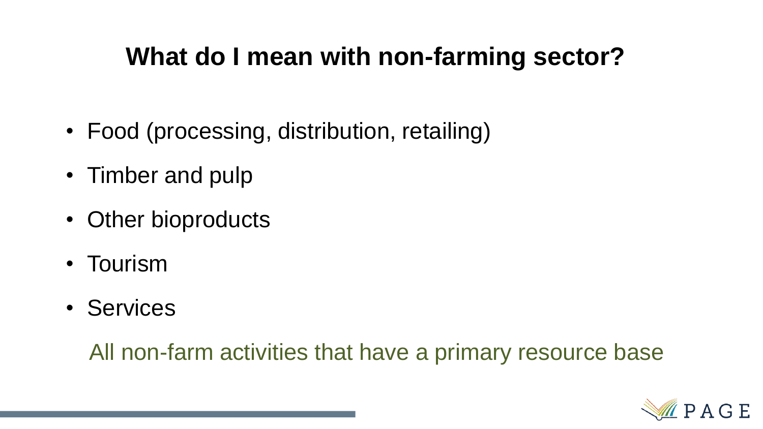# What do I mean with non-farming sector?

- Food (processing, distribution, retailing)
- Timber and pulp
- Other bioproducts
- Tourism
- Services

All non-farm activities that have a primary resource base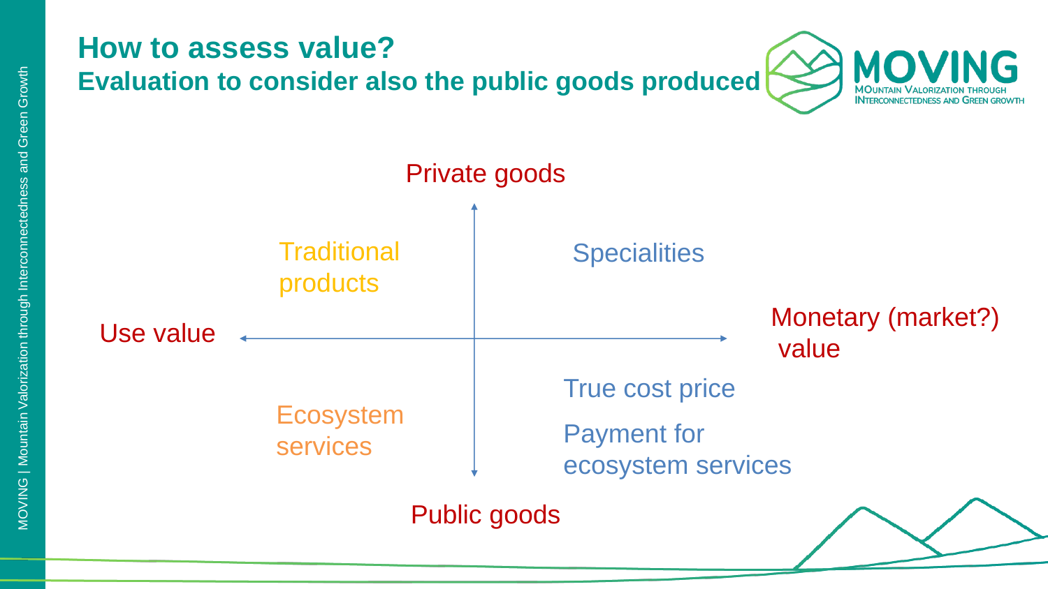# How to assess value?

## Evaluation to consider also the public goods produced

Private goods

Traditional products

Specialities

Use value

Monetary (market?) value

Ecosystem services

True cost price

Payment for ecosystem services

Public goods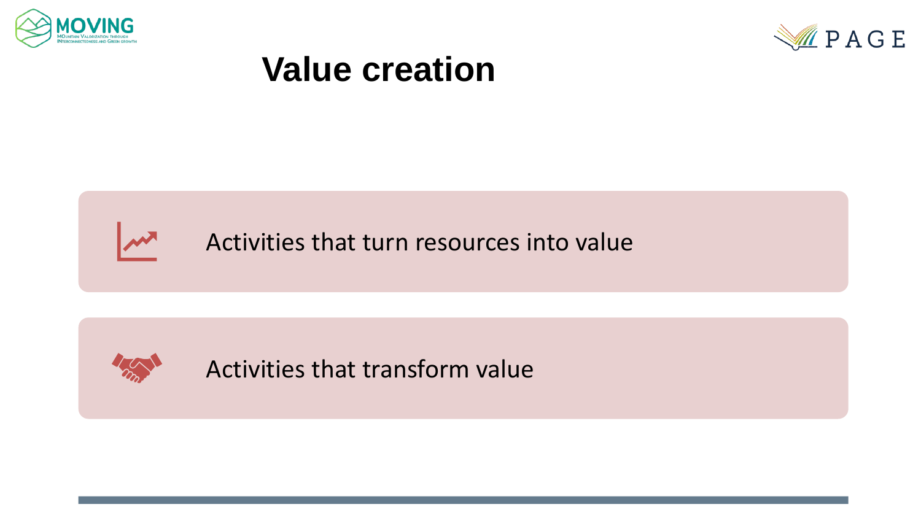# Value creation

- Activities that turn resources into value
- Activities that transform value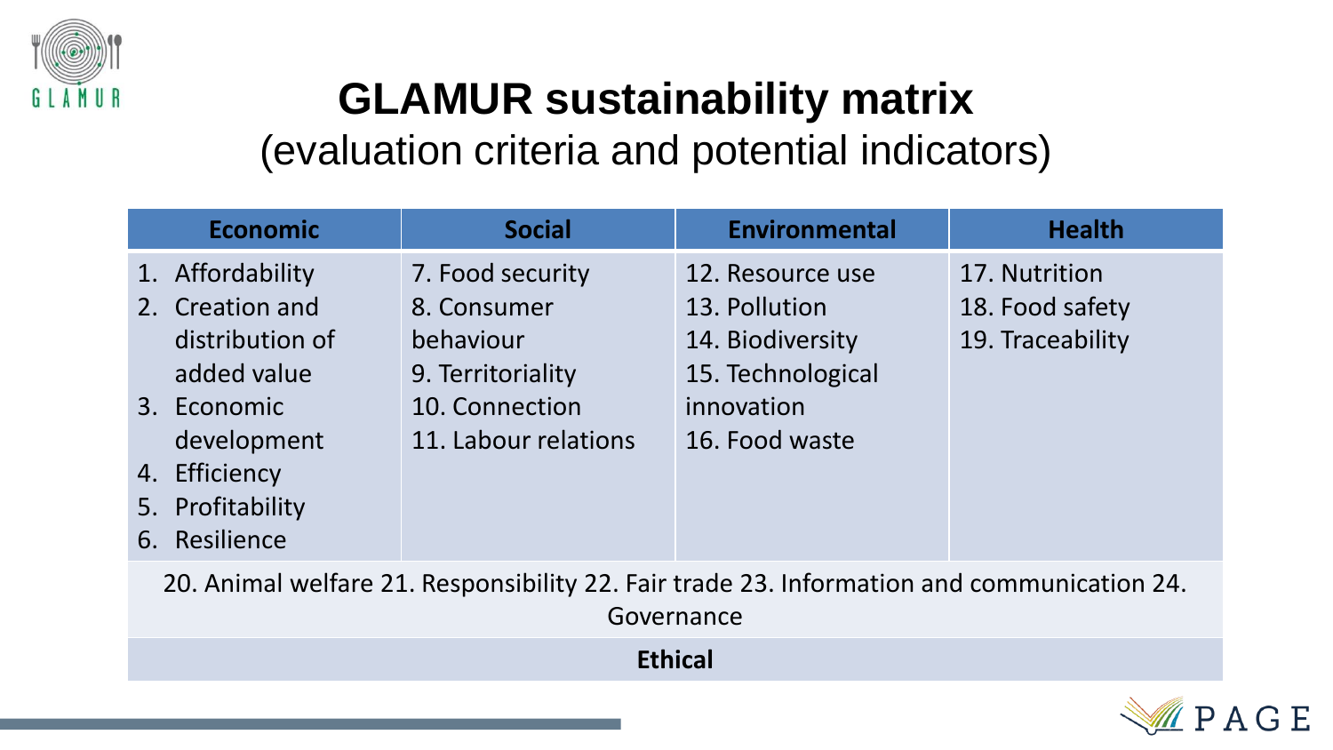# GLAMUR sustainability matrix

## (evaluation criteria and potential indicators)

| Economic | Social | Environmental | Health |
|---|---|---|---|
| 1. Affordability<br>2. Creation and distribution of added value<br>3. Economic development<br>4. Efficiency<br>5. Profitability<br>6. Resilience | 7. Food security<br>8. Consumer behaviour<br>9. Territoriality<br>10. Connection<br>11. Labour relations | 12. Resource use<br>13. Pollution<br>14. Biodiversity<br>15. Technological innovation<br>16. Food waste | 17. Nutrition<br>18. Food safety<br>19. Traceability |
| 20. Animal welfare 21. Responsibility 22. Fair trade 23. Information and communication 24. Governance | | | |
| **Ethical** | | | |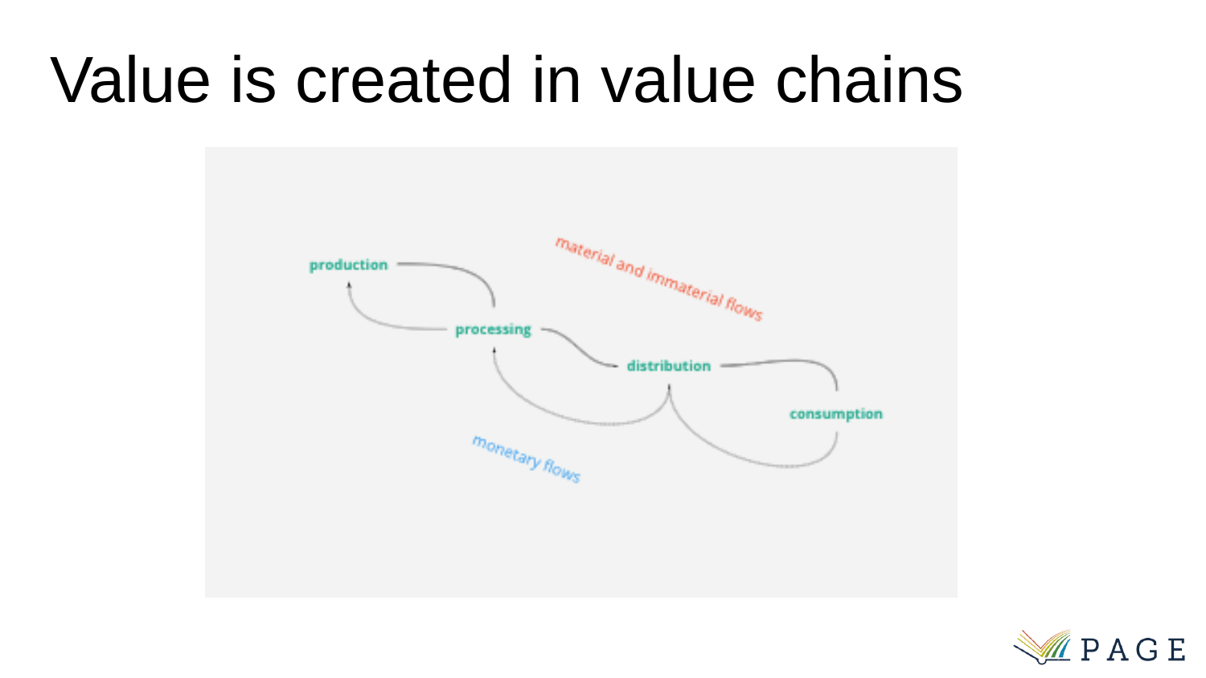# Value is created in value chains

production

processing

distribution

consumption

material and immaterial flows

monetary flows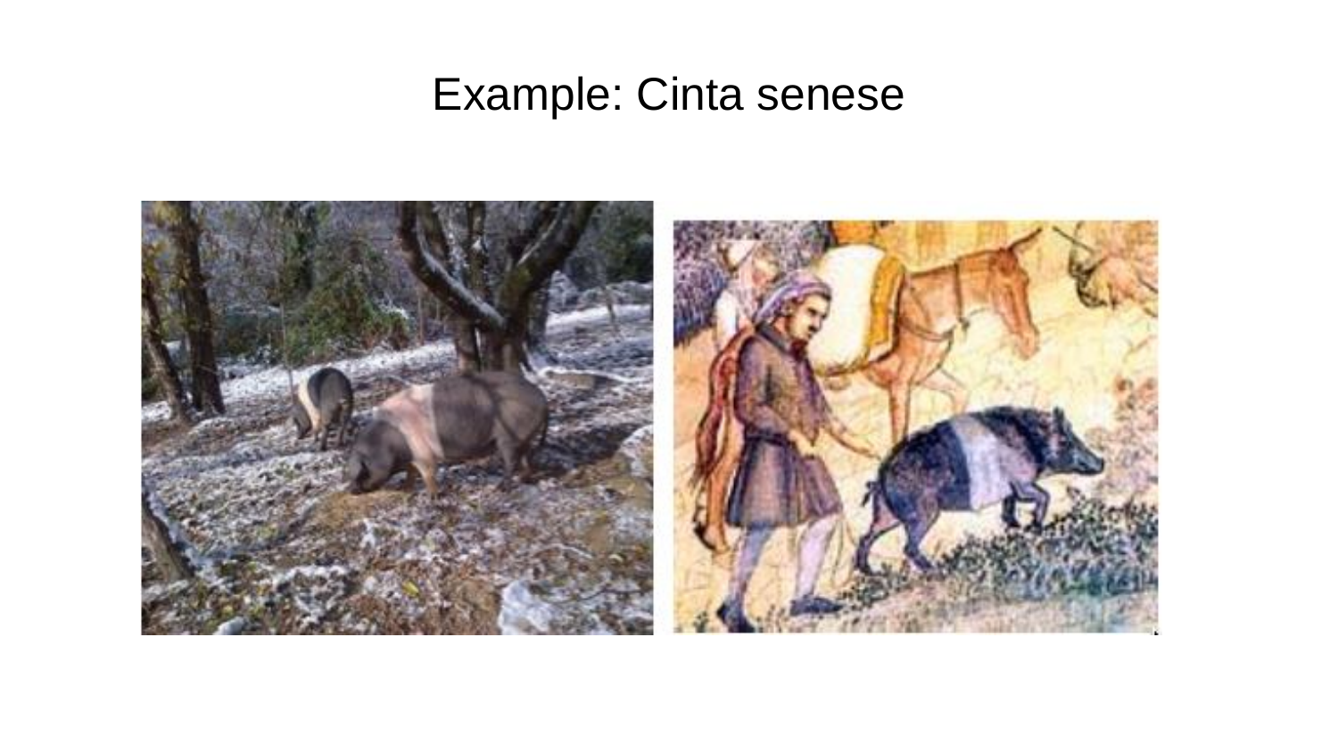# Example: Cinta senese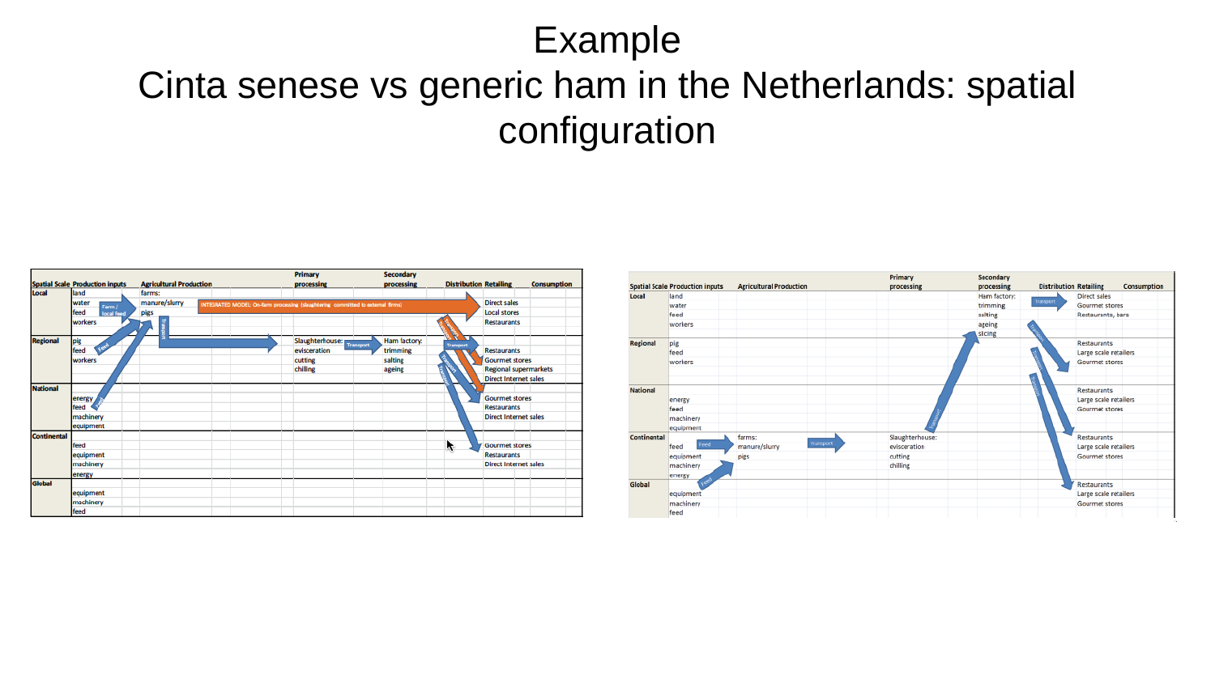# Example

## Cinta senese vs generic ham in the Netherlands: spatial configuration

| Spatial Scale | Production inputs | Agricultural Production | Primary processing | Secondary processing | Distribution | Retailing | Consumption |
|---|---|---|---|---|---|---|---|
| Local | land | farms: | | | | | |
| | water | manure/slurry | | | | Direct sales | |
| | feed | pigs | | | | Local stores | |
| | workers | | | | | Restaurants | |
| Regional | pig | | Slaughterhouse: | Ham factory: | | | |
| | feed | | evisceration | trimming | | Restaurants | |
| | workers | | cutting | salting | | Gourmet stores | |
| | | | chilling | ageing | | Regional supermarkets | |
| | | | | | | Direct Internet sales | |
| National | | | | | | | |
| | energy | | | | | Gourmet stores | |
| | feed | | | | | Restaurants | |
| | machinery | | | | | Direct Internet sales | |
| | equipment | | | | | | |
| Continental | | | | | | | |
| | feed | | | | | Gourmet stores | |
| | equipment | | | | | Restaurants | |
| | machinery | | | | | Direct Internet sales | |
| | energy | | | | | | |
| Global | | | | | | | |
| | equipment | | | | | | |
| | machinery | | | | | | |
| | feed | | | | | | |

Arrow labels: Farm / local feed; Feed; Transport; INTEGRATED MODEL: On-farm processing (slaughtering committed to external firms); Transport

| Spatial Scale | Production inputs | Agricultural Production | Primary processing | Secondary processing | Distribution | Retailing | Consumption |
|---|---|---|---|---|---|---|---|
| Local | land | | | Ham factory: | | Direct sales | |
| | water | | | trimming | | Gourmet stores | |
| | feed | | | salting | | Restaurants, bars | |
| | workers | | | ageing | | | |
| | | | | slicing | | | |
| Regional | pig | | | | | Restaurants | |
| | feed | | | | | Large scale retailers | |
| | workers | | | | | Gourmet stores | |
| National | | | | | | Restaurants | |
| | energy | | | | | Large scale retailers | |
| | feed | | | | | Gourmet stores | |
| | machinery | | | | | | |
| | equipment | | | | | | |
| Continental | | farms: | Slaughterhouse: | | | Restaurants | |
| | feed | manure/slurry | evisceration | | | Large scale retailers | |
| | equipment | pigs | cutting | | | Gourmet stores | |
| | machinery | | chilling | | | | |
| | energy | | | | | | |
| Global | | | | | | Restaurants | |
| | equipment | | | | | Large scale retailers | |
| | machinery | | | | | Gourmet stores | |
| | feed | | | | | | |

Arrow labels: Feed; Transport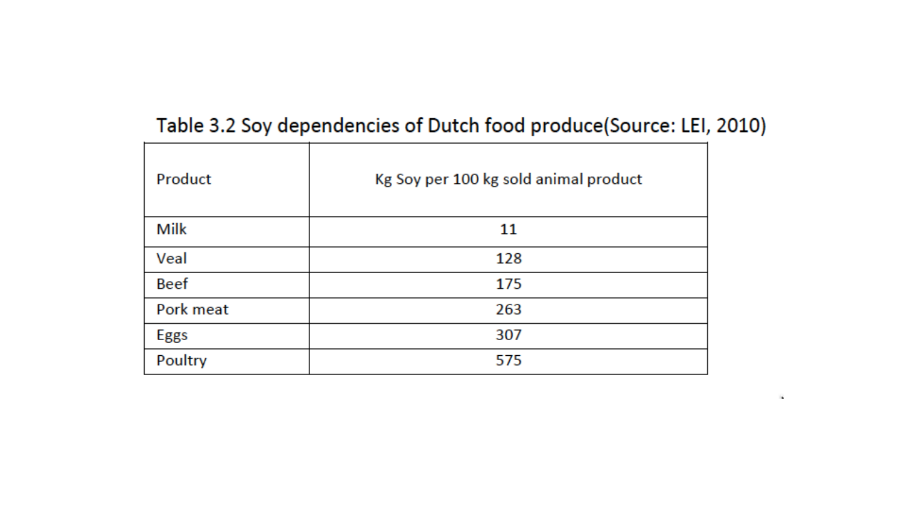Table 3.2 Soy dependencies of Dutch food produce(Source: LEI, 2010)

| Product | Kg Soy per 100 kg sold animal product |
|---|---|
| Milk | 11 |
| Veal | 128 |
| Beef | 175 |
| Pork meat | 263 |
| Eggs | 307 |
| Poultry | 575 |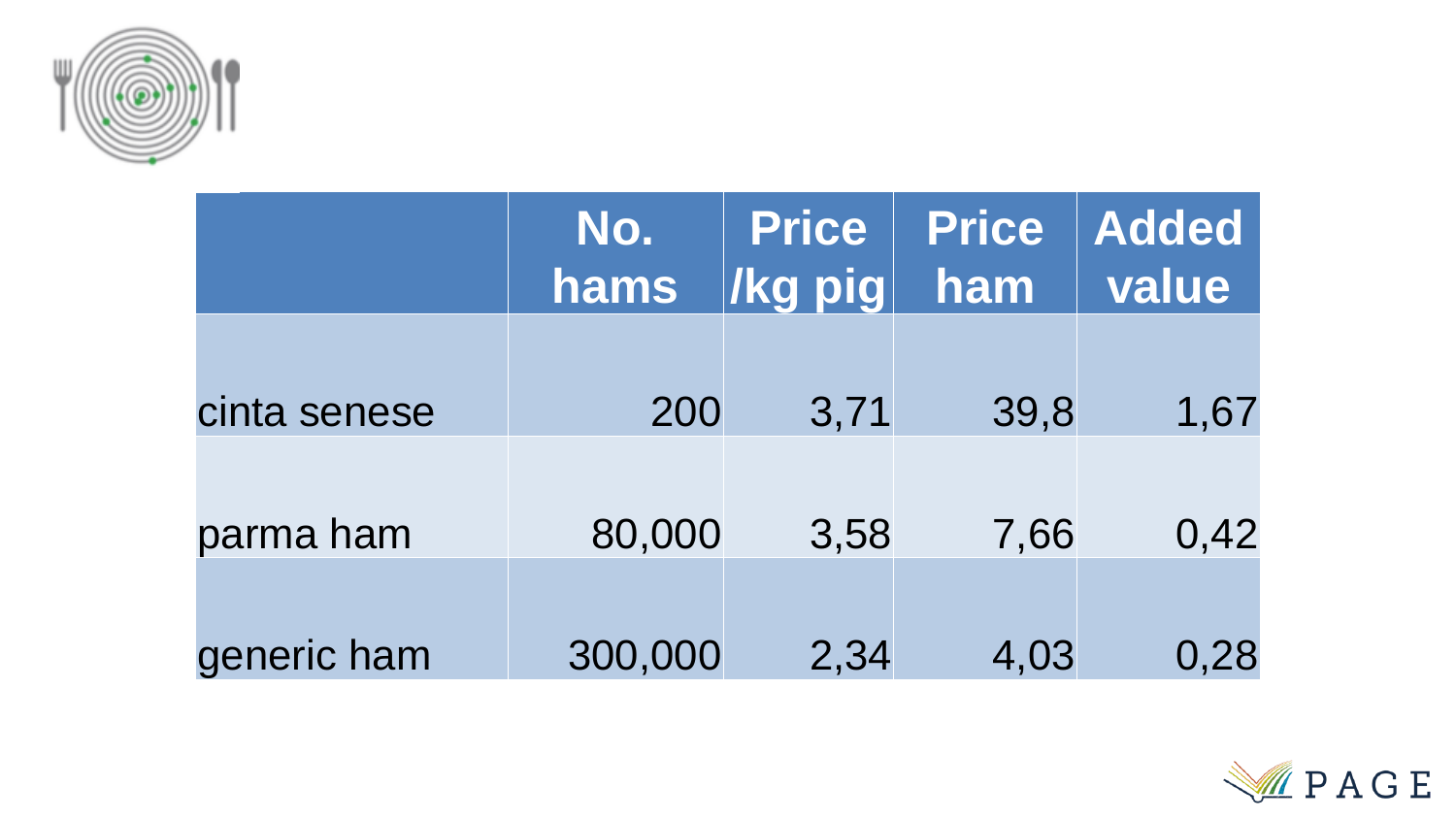| | No. hams | Price /kg pig | Price ham | Added value |
|---|---|---|---|---|
| cinta senese | 200 | 3,71 | 39,8 | 1,67 |
| parma ham | 80,000 | 3,58 | 7,66 | 0,42 |
| generic ham | 300,000 | 2,34 | 4,03 | 0,28 |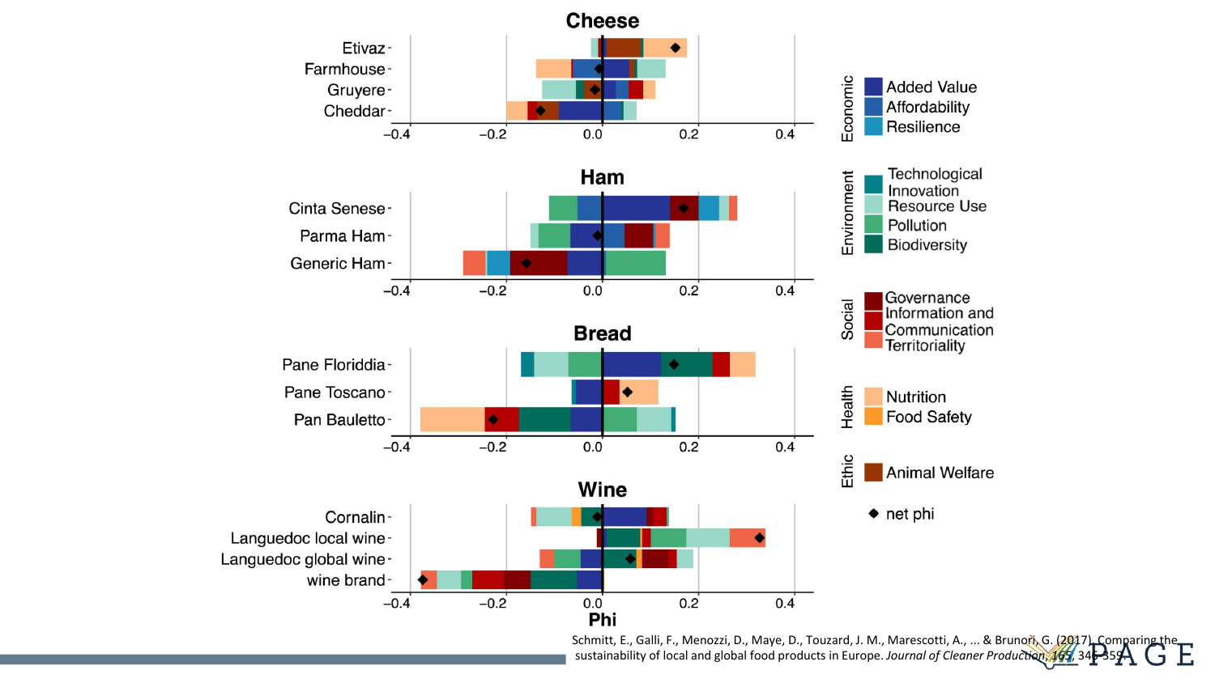## Cheese

Etivaz, Farmhouse, Gruyere, Cheddar

## Ham

Cinta Senese, Parma Ham, Generic Ham

## Bread

Pane Floriddia, Pane Toscano, Pan Bauletto

## Wine

Cornalin, Languedoc local wine, Languedoc global wine, wine brand

Phi (−0.4, −0.2, 0.0, 0.2, 0.4)

**Economic**
- Added Value
- Affordability
- Resilience

**Environment**
- Technological Innovation
- Resource Use
- Pollution
- Biodiversity

**Social**
- Governance
- Information and Communication
- Territoriality

**Health**
- Nutrition
- Food Safety

**Ethic**
- Animal Welfare

◆ net phi

Schmitt, E., Galli, F., Menozzi, D., Maye, D., Touzard, J. M., Marescotti, A., ... & Brunori, G. (2017). Comparing the sustainability of local and global food products in Europe. *Journal of Cleaner Production*, 165, 346-359.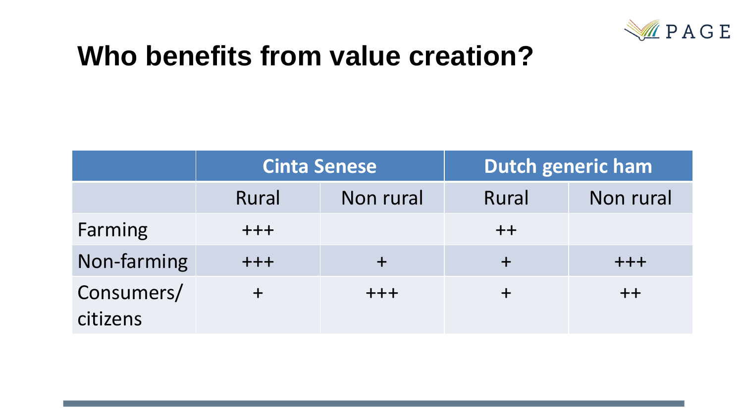# Who benefits from value creation?

| | Cinta Senese | | Dutch generic ham | |
|---|---|---|---|---|
| | Rural | Non rural | Rural | Non rural |
| Farming | +++ | | ++ | |
| Non-farming | +++ | + | + | +++ |
| Consumers/ citizens | + | +++ | + | ++ |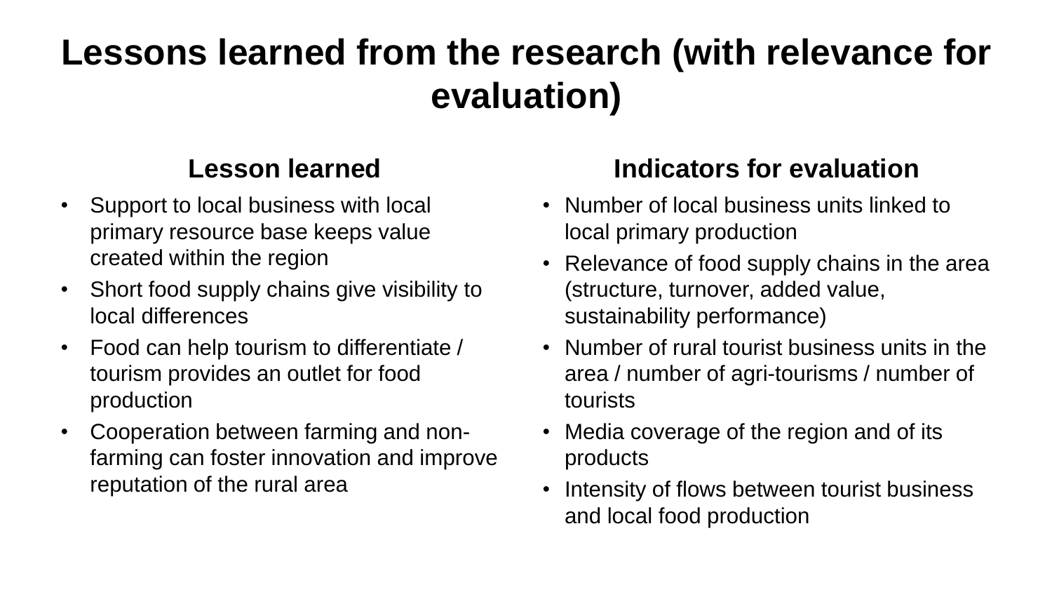# Lessons learned from the research (with relevance for evaluation)

## Lesson learned

- Support to local business with local primary resource base keeps value created within the region
- Short food supply chains give visibility to local differences
- Food can help tourism to differentiate / tourism provides an outlet for food production
- Cooperation between farming and non-farming can foster innovation and improve reputation of the rural area

## Indicators for evaluation

- Number of local business units linked to local primary production
- Relevance of food supply chains in the area (structure, turnover, added value, sustainability performance)
- Number of rural tourist business units in the area / number of agri-tourisms / number of tourists
- Media coverage of the region and of its products
- Intensity of flows between tourist business and local food production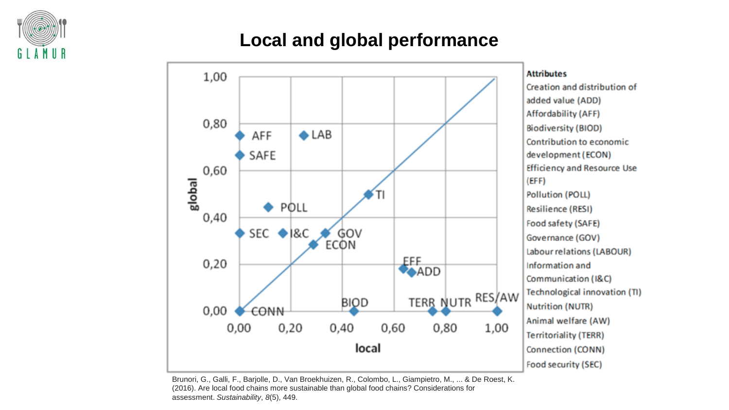# Local and global performance

**Attributes**

Creation and distribution of added value (ADD)
Affordability (AFF)
Biodiversity (BIOD)
Contribution to economic development (ECON)
Efficiency and Resource Use (EFF)
Pollution (POLL)
Resilience (RESI)
Food safety (SAFE)
Governance (GOV)
Labour relations (LABOUR)
Information and Communication (I&C)
Technological innovation (TI)
Nutrition (NUTR)
Animal welfare (AW)
Territoriality (TERR)
Connection (CONN)
Food security (SEC)

Brunori, G., Galli, F., Barjolle, D., Van Broekhuizen, R., Colombo, L., Giampietro, M., ... & De Roest, K. (2016). Are local food chains more sustainable than global food chains? Considerations for assessment. *Sustainability*, *8*(5), 449.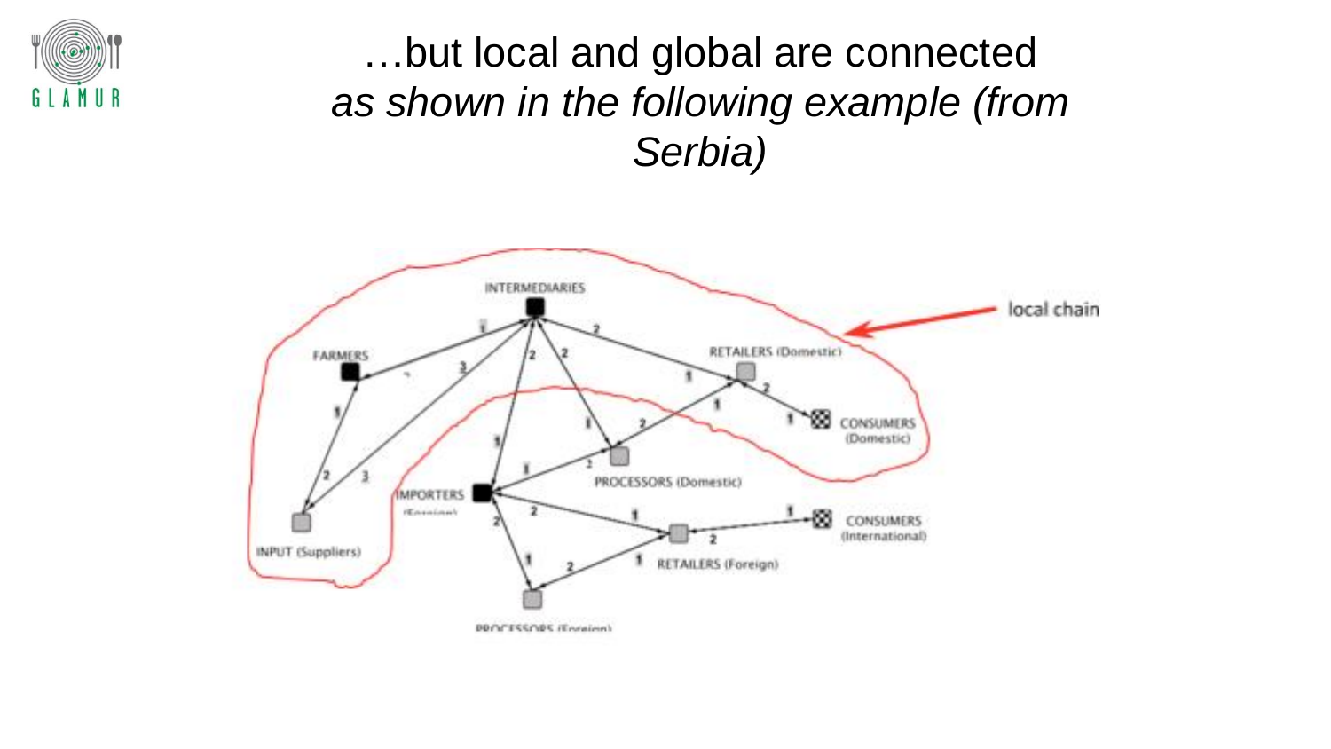# …but local and global are connected

*as shown in the following example (from Serbia)*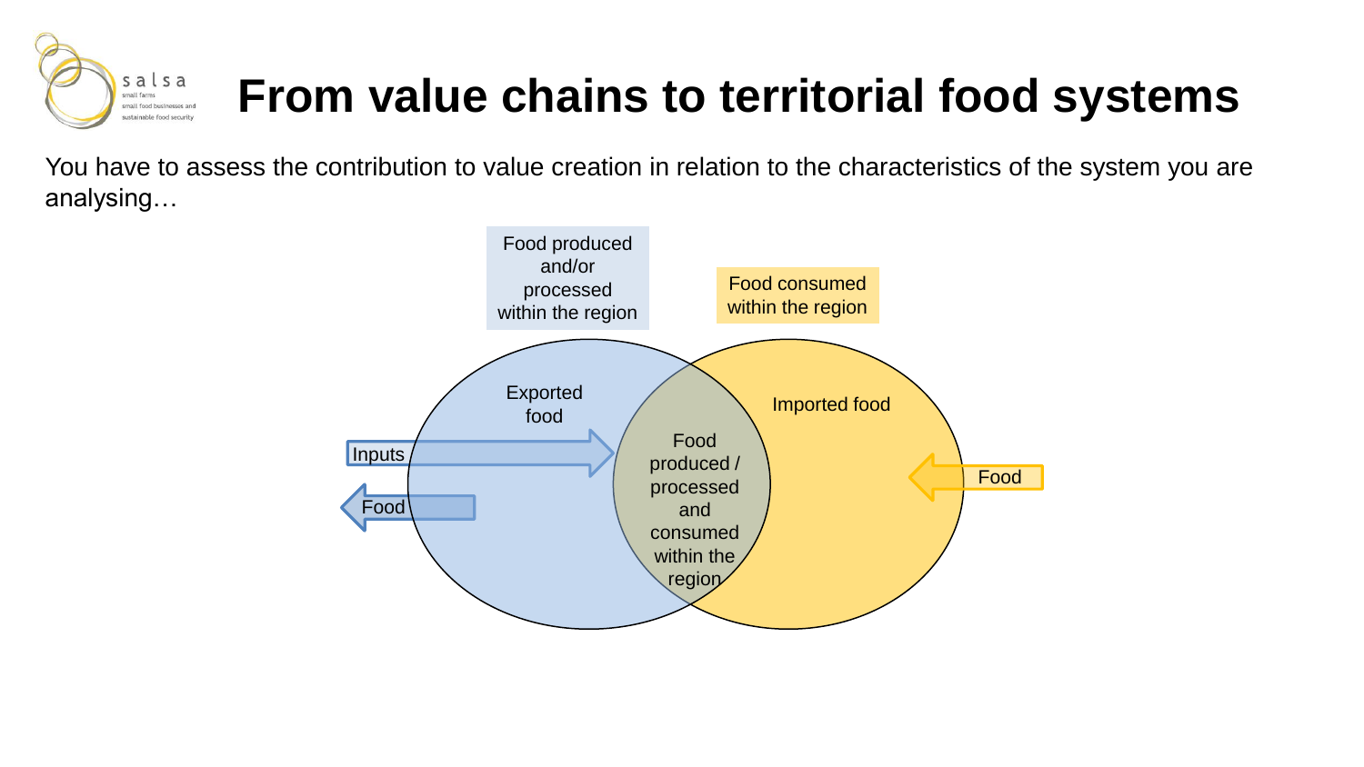# From value chains to territorial food systems

You have to assess the contribution to value creation in relation to the characteristics of the system you are analysing…

Food produced and/or processed within the region

Food consumed within the region

Exported food

Imported food

Inputs

Food

Food produced / processed and consumed within the region

Food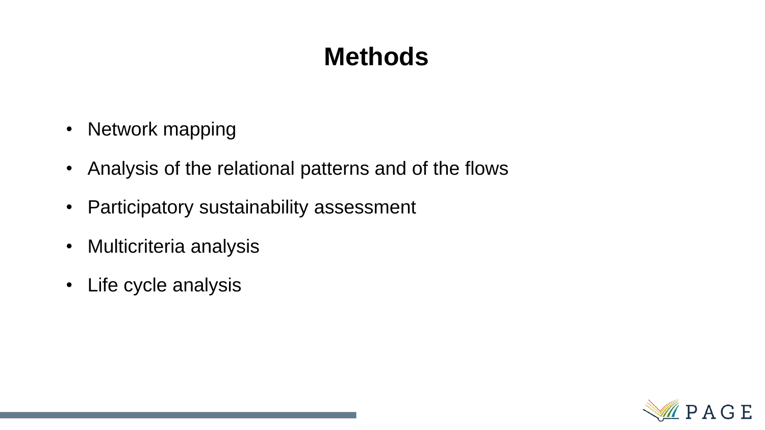# Methods

- Network mapping
- Analysis of the relational patterns and of the flows
- Participatory sustainability assessment
- Multicriteria analysis
- Life cycle analysis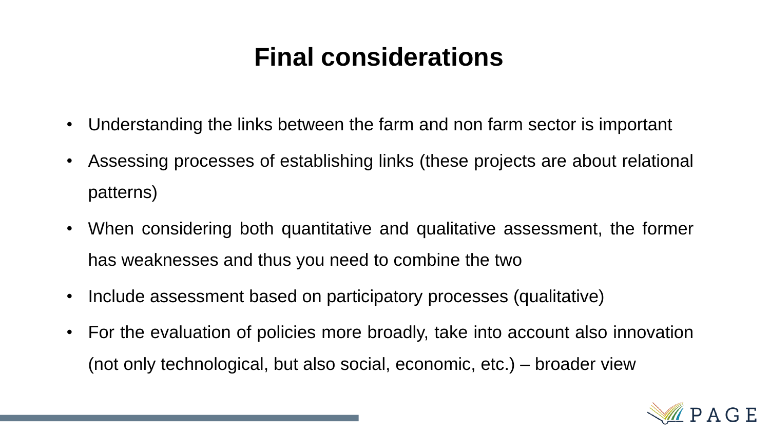# Final considerations

- Understanding the links between the farm and non farm sector is important
- Assessing processes of establishing links (these projects are about relational patterns)
- When considering both quantitative and qualitative assessment, the former has weaknesses and thus you need to combine the two
- Include assessment based on participatory processes (qualitative)
- For the evaluation of policies more broadly, take into account also innovation (not only technological, but also social, economic, etc.) – broader view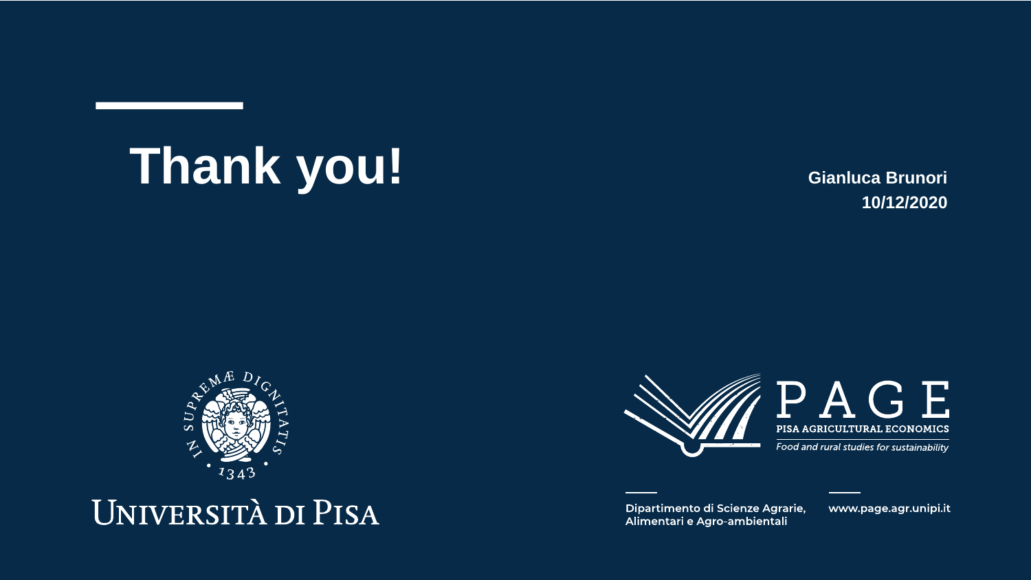# Thank you!

**Gianluca Brunori**
**10/12/2020**

UNIVERSITÀ DI PISA

PAGE
PISA AGRICULTURAL ECONOMICS
*Food and rural studies for sustainability*

Dipartimento di Scienze Agrarie, Alimentari e Agro-ambientali

www.page.agr.unipi.it